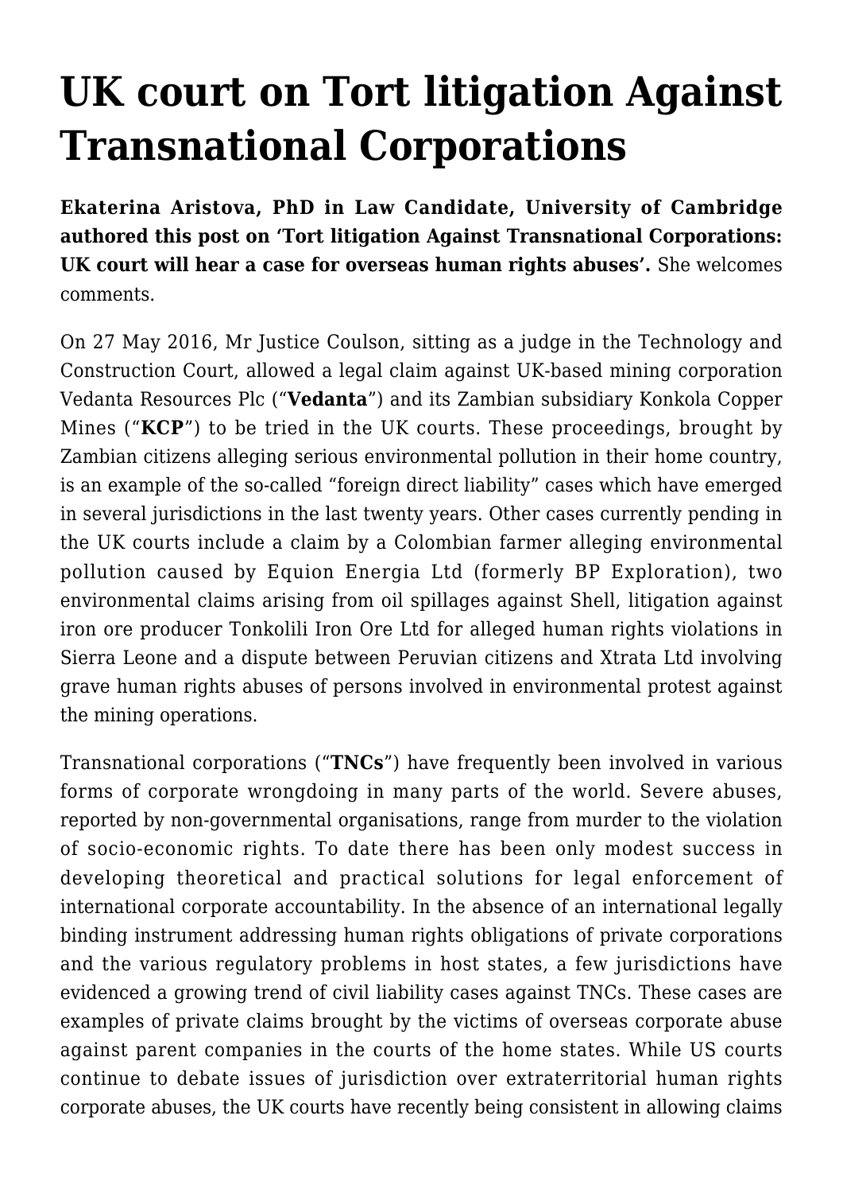# UK court on Tort litigation Against Transnational Corporations

**Ekaterina Aristova, PhD in Law Candidate, University of Cambridge authored this post on 'Tort litigation Against Transnational Corporations: UK court will hear a case for overseas human rights abuses'.** She welcomes comments.

On 27 May 2016, Mr Justice Coulson, sitting as a judge in the Technology and Construction Court, allowed a legal claim against UK-based mining corporation Vedanta Resources Plc ("**Vedanta**") and its Zambian subsidiary Konkola Copper Mines ("**KCP**") to be tried in the UK courts. These proceedings, brought by Zambian citizens alleging serious environmental pollution in their home country, is an example of the so-called "foreign direct liability" cases which have emerged in several jurisdictions in the last twenty years. Other cases currently pending in the UK courts include a claim by a Colombian farmer alleging environmental pollution caused by Equion Energia Ltd (formerly BP Exploration), two environmental claims arising from oil spillages against Shell, litigation against iron ore producer Tonkolili Iron Ore Ltd for alleged human rights violations in Sierra Leone and a dispute between Peruvian citizens and Xtrata Ltd involving grave human rights abuses of persons involved in environmental protest against the mining operations.

Transnational corporations ("**TNCs**") have frequently been involved in various forms of corporate wrongdoing in many parts of the world. Severe abuses, reported by non-governmental organisations, range from murder to the violation of socio-economic rights. To date there has been only modest success in developing theoretical and practical solutions for legal enforcement of international corporate accountability. In the absence of an international legally binding instrument addressing human rights obligations of private corporations and the various regulatory problems in host states, a few jurisdictions have evidenced a growing trend of civil liability cases against TNCs. These cases are examples of private claims brought by the victims of overseas corporate abuse against parent companies in the courts of the home states. While US courts continue to debate issues of jurisdiction over extraterritorial human rights corporate abuses, the UK courts have recently being consistent in allowing claims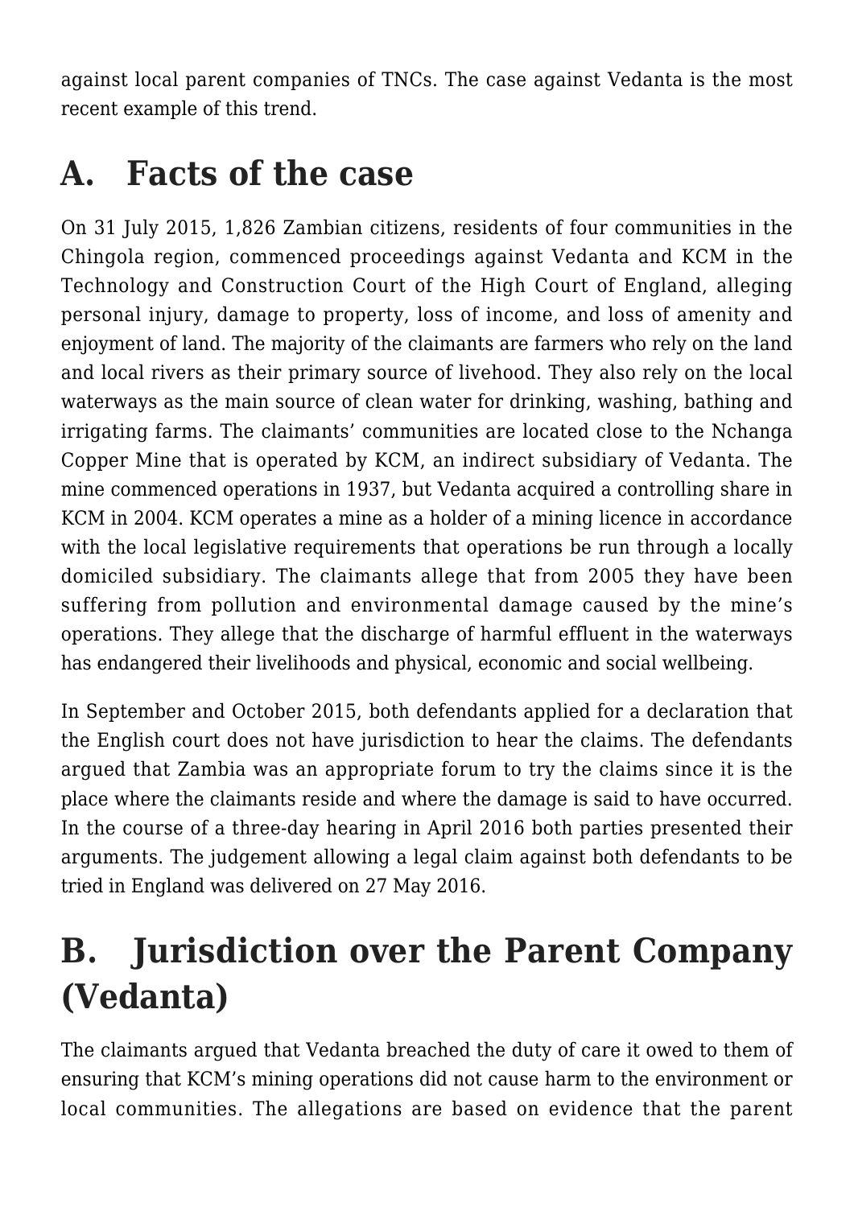against local parent companies of TNCs. The case against Vedanta is the most recent example of this trend.

## A. Facts of the case

On 31 July 2015, 1,826 Zambian citizens, residents of four communities in the Chingola region, commenced proceedings against Vedanta and KCM in the Technology and Construction Court of the High Court of England, alleging personal injury, damage to property, loss of income, and loss of amenity and enjoyment of land. The majority of the claimants are farmers who rely on the land and local rivers as their primary source of livehood. They also rely on the local waterways as the main source of clean water for drinking, washing, bathing and irrigating farms. The claimants' communities are located close to the Nchanga Copper Mine that is operated by KCM, an indirect subsidiary of Vedanta. The mine commenced operations in 1937, but Vedanta acquired a controlling share in KCM in 2004. KCM operates a mine as a holder of a mining licence in accordance with the local legislative requirements that operations be run through a locally domiciled subsidiary. The claimants allege that from 2005 they have been suffering from pollution and environmental damage caused by the mine's operations. They allege that the discharge of harmful effluent in the waterways has endangered their livelihoods and physical, economic and social wellbeing.

In September and October 2015, both defendants applied for a declaration that the English court does not have jurisdiction to hear the claims. The defendants argued that Zambia was an appropriate forum to try the claims since it is the place where the claimants reside and where the damage is said to have occurred. In the course of a three-day hearing in April 2016 both parties presented their arguments. The judgement allowing a legal claim against both defendants to be tried in England was delivered on 27 May 2016.

## B. Jurisdiction over the Parent Company (Vedanta)

The claimants argued that Vedanta breached the duty of care it owed to them of ensuring that KCM's mining operations did not cause harm to the environment or local communities. The allegations are based on evidence that the parent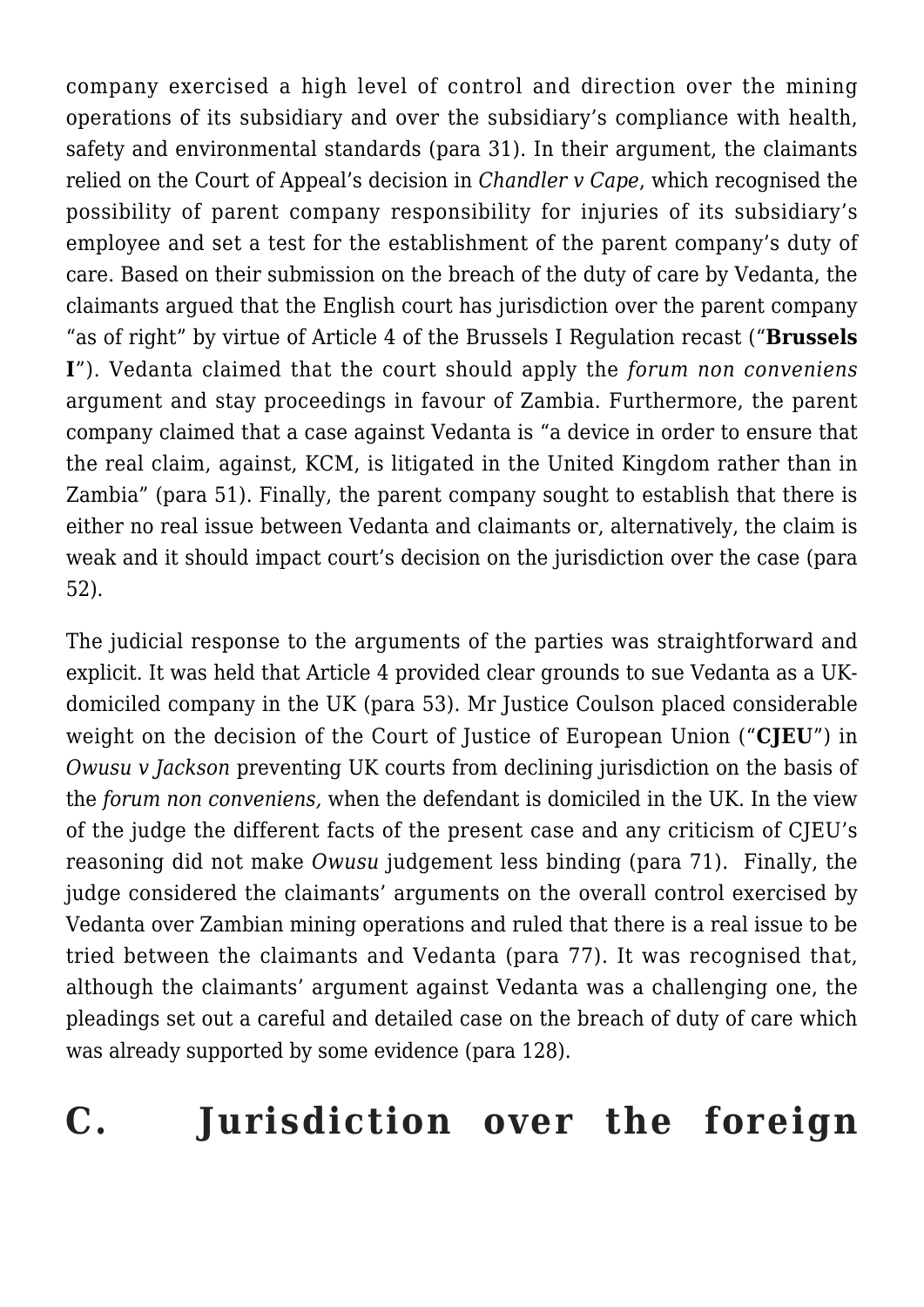company exercised a high level of control and direction over the mining operations of its subsidiary and over the subsidiary's compliance with health, safety and environmental standards (para 31). In their argument, the claimants relied on the Court of Appeal's decision in *Chandler v Cape*, which recognised the possibility of parent company responsibility for injuries of its subsidiary's employee and set a test for the establishment of the parent company's duty of care. Based on their submission on the breach of the duty of care by Vedanta, the claimants argued that the English court has jurisdiction over the parent company "as of right" by virtue of Article 4 of the Brussels I Regulation recast ("**Brussels I**"). Vedanta claimed that the court should apply the *forum non conveniens* argument and stay proceedings in favour of Zambia. Furthermore, the parent company claimed that a case against Vedanta is "a device in order to ensure that the real claim, against, KCM, is litigated in the United Kingdom rather than in Zambia" (para 51). Finally, the parent company sought to establish that there is either no real issue between Vedanta and claimants or, alternatively, the claim is weak and it should impact court's decision on the jurisdiction over the case (para 52).

The judicial response to the arguments of the parties was straightforward and explicit. It was held that Article 4 provided clear grounds to sue Vedanta as a UK-domiciled company in the UK (para 53). Mr Justice Coulson placed considerable weight on the decision of the Court of Justice of European Union ("**CJEU**") in *Owusu v Jackson* preventing UK courts from declining jurisdiction on the basis of the *forum non conveniens,* when the defendant is domiciled in the UK. In the view of the judge the different facts of the present case and any criticism of CJEU's reasoning did not make *Owusu* judgement less binding (para 71). Finally, the judge considered the claimants' arguments on the overall control exercised by Vedanta over Zambian mining operations and ruled that there is a real issue to be tried between the claimants and Vedanta (para 77). It was recognised that, although the claimants' argument against Vedanta was a challenging one, the pleadings set out a careful and detailed case on the breach of duty of care which was already supported by some evidence (para 128).

## C. Jurisdiction over the foreign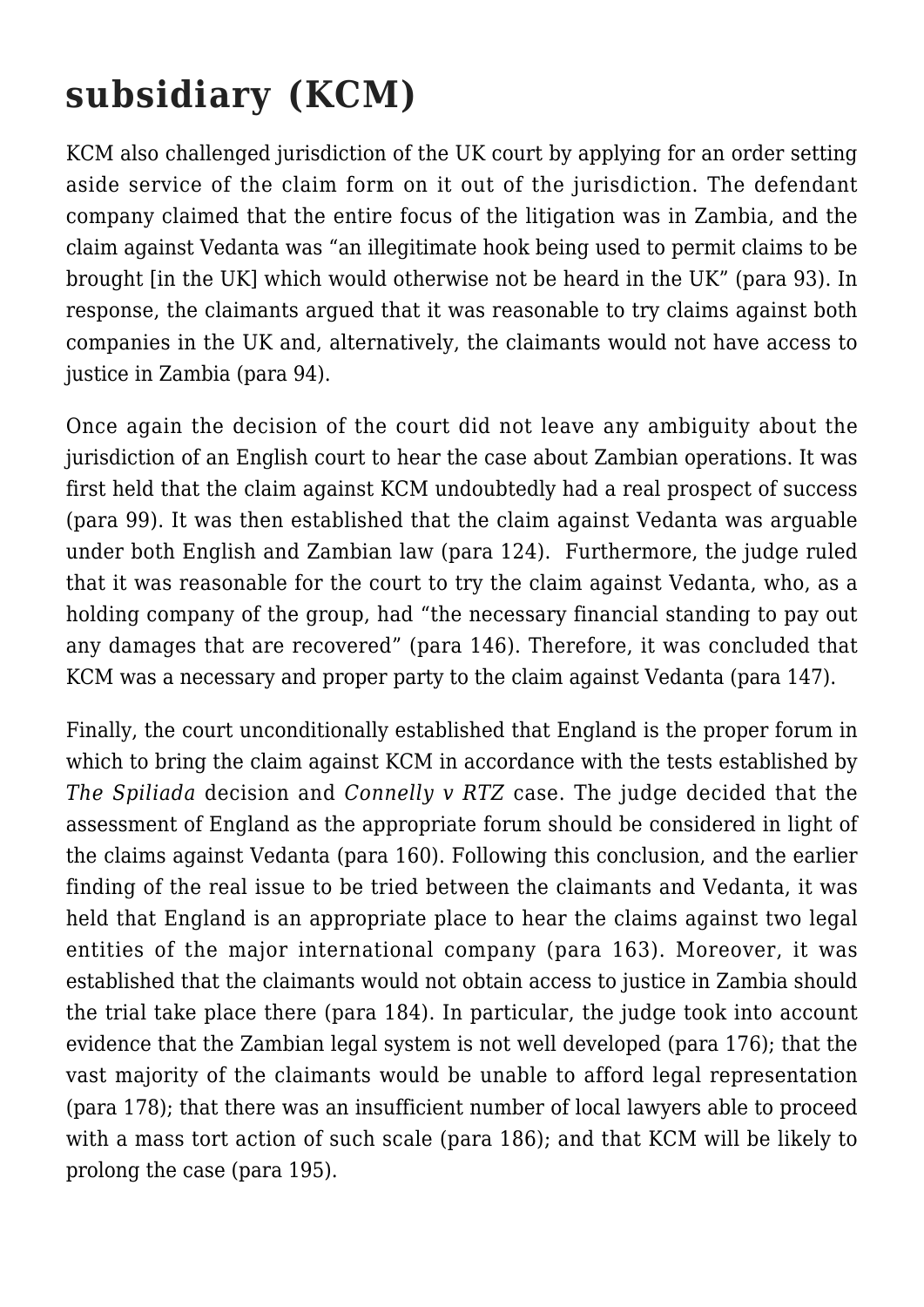## subsidiary (KCM)

KCM also challenged jurisdiction of the UK court by applying for an order setting aside service of the claim form on it out of the jurisdiction. The defendant company claimed that the entire focus of the litigation was in Zambia, and the claim against Vedanta was "an illegitimate hook being used to permit claims to be brought [in the UK] which would otherwise not be heard in the UK" (para 93). In response, the claimants argued that it was reasonable to try claims against both companies in the UK and, alternatively, the claimants would not have access to justice in Zambia (para 94).

Once again the decision of the court did not leave any ambiguity about the jurisdiction of an English court to hear the case about Zambian operations. It was first held that the claim against KCM undoubtedly had a real prospect of success (para 99). It was then established that the claim against Vedanta was arguable under both English and Zambian law (para 124). Furthermore, the judge ruled that it was reasonable for the court to try the claim against Vedanta, who, as a holding company of the group, had "the necessary financial standing to pay out any damages that are recovered" (para 146). Therefore, it was concluded that KCM was a necessary and proper party to the claim against Vedanta (para 147).

Finally, the court unconditionally established that England is the proper forum in which to bring the claim against KCM in accordance with the tests established by *The Spiliada* decision and *Connelly v RTZ* case. The judge decided that the assessment of England as the appropriate forum should be considered in light of the claims against Vedanta (para 160). Following this conclusion, and the earlier finding of the real issue to be tried between the claimants and Vedanta, it was held that England is an appropriate place to hear the claims against two legal entities of the major international company (para 163). Moreover, it was established that the claimants would not obtain access to justice in Zambia should the trial take place there (para 184). In particular, the judge took into account evidence that the Zambian legal system is not well developed (para 176); that the vast majority of the claimants would be unable to afford legal representation (para 178); that there was an insufficient number of local lawyers able to proceed with a mass tort action of such scale (para 186); and that KCM will be likely to prolong the case (para 195).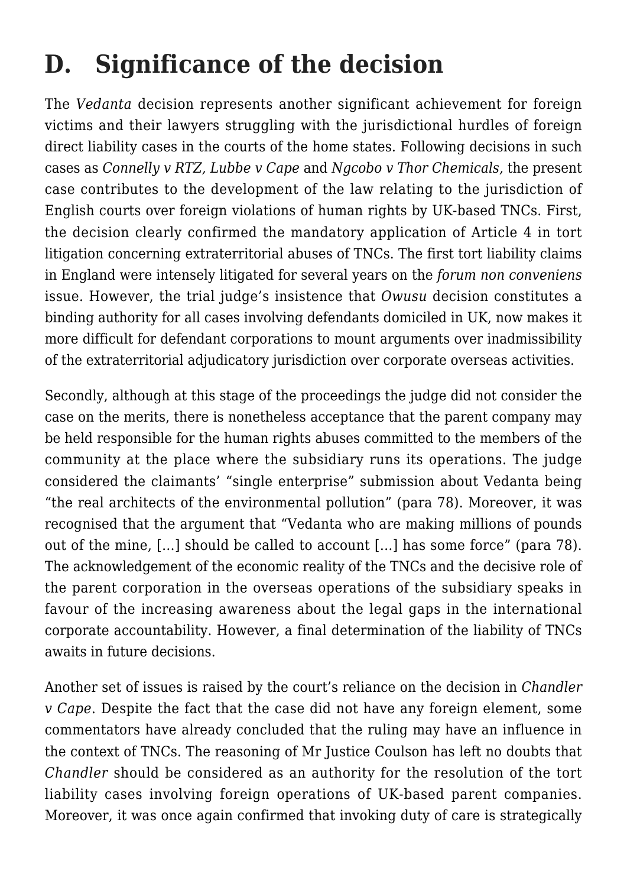## D. Significance of the decision

The *Vedanta* decision represents another significant achievement for foreign victims and their lawyers struggling with the jurisdictional hurdles of foreign direct liability cases in the courts of the home states. Following decisions in such cases as *Connelly v RTZ, Lubbe v Cape* and *Ngcobo v Thor Chemicals,* the present case contributes to the development of the law relating to the jurisdiction of English courts over foreign violations of human rights by UK-based TNCs. First, the decision clearly confirmed the mandatory application of Article 4 in tort litigation concerning extraterritorial abuses of TNCs. The first tort liability claims in England were intensely litigated for several years on the *forum non conveniens* issue. However, the trial judge's insistence that *Owusu* decision constitutes a binding authority for all cases involving defendants domiciled in UK, now makes it more difficult for defendant corporations to mount arguments over inadmissibility of the extraterritorial adjudicatory jurisdiction over corporate overseas activities.

Secondly, although at this stage of the proceedings the judge did not consider the case on the merits, there is nonetheless acceptance that the parent company may be held responsible for the human rights abuses committed to the members of the community at the place where the subsidiary runs its operations. The judge considered the claimants' "single enterprise" submission about Vedanta being "the real architects of the environmental pollution" (para 78). Moreover, it was recognised that the argument that "Vedanta who are making millions of pounds out of the mine, […] should be called to account […] has some force" (para 78). The acknowledgement of the economic reality of the TNCs and the decisive role of the parent corporation in the overseas operations of the subsidiary speaks in favour of the increasing awareness about the legal gaps in the international corporate accountability. However, a final determination of the liability of TNCs awaits in future decisions.

Another set of issues is raised by the court's reliance on the decision in *Chandler v Cape*. Despite the fact that the case did not have any foreign element, some commentators have already concluded that the ruling may have an influence in the context of TNCs. The reasoning of Mr Justice Coulson has left no doubts that *Chandler* should be considered as an authority for the resolution of the tort liability cases involving foreign operations of UK-based parent companies. Moreover, it was once again confirmed that invoking duty of care is strategically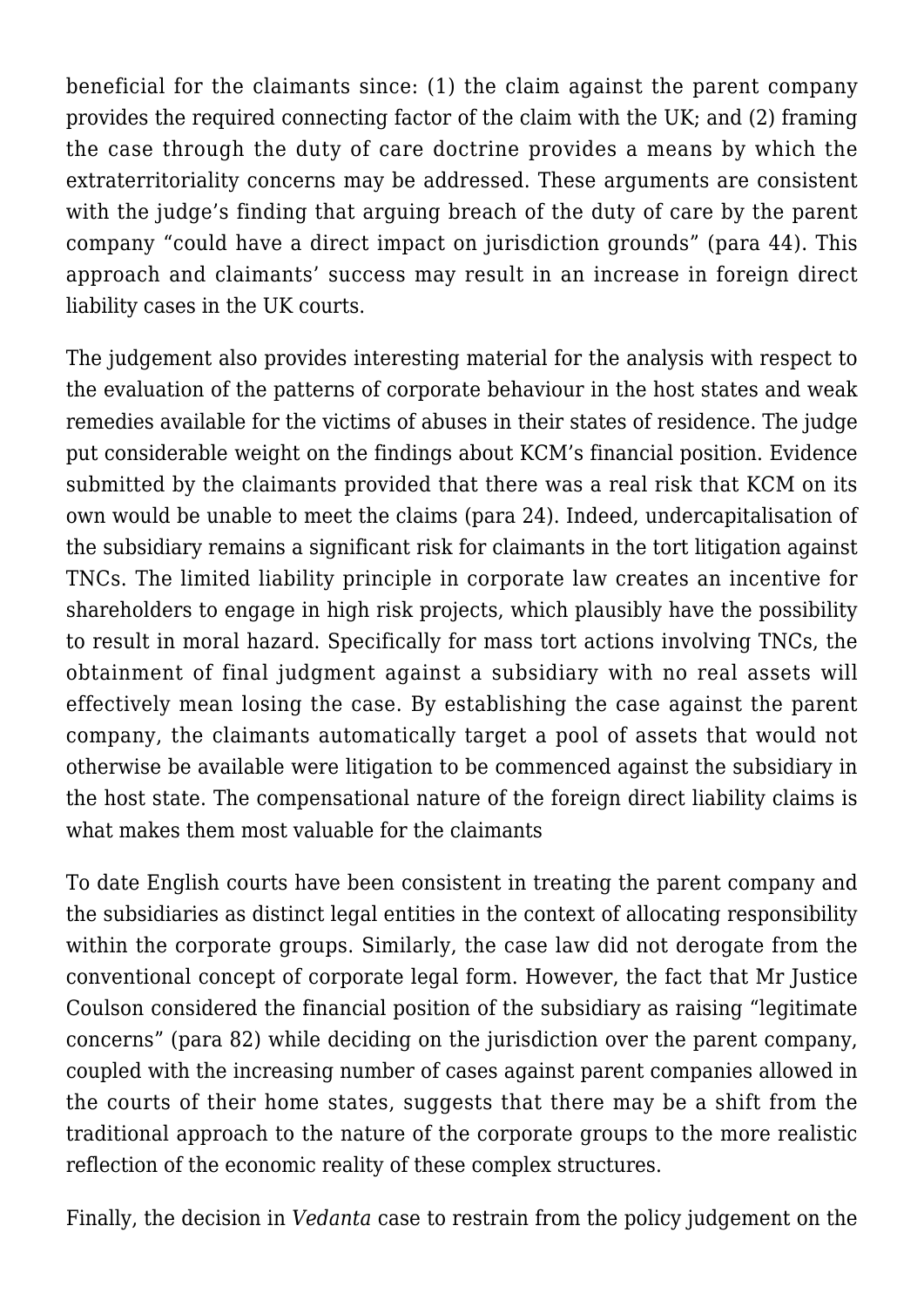beneficial for the claimants since: (1) the claim against the parent company provides the required connecting factor of the claim with the UK; and (2) framing the case through the duty of care doctrine provides a means by which the extraterritoriality concerns may be addressed. These arguments are consistent with the judge's finding that arguing breach of the duty of care by the parent company "could have a direct impact on jurisdiction grounds" (para 44). This approach and claimants' success may result in an increase in foreign direct liability cases in the UK courts.

The judgement also provides interesting material for the analysis with respect to the evaluation of the patterns of corporate behaviour in the host states and weak remedies available for the victims of abuses in their states of residence. The judge put considerable weight on the findings about KCM's financial position. Evidence submitted by the claimants provided that there was a real risk that KCM on its own would be unable to meet the claims (para 24). Indeed, undercapitalisation of the subsidiary remains a significant risk for claimants in the tort litigation against TNCs. The limited liability principle in corporate law creates an incentive for shareholders to engage in high risk projects, which plausibly have the possibility to result in moral hazard. Specifically for mass tort actions involving TNCs, the obtainment of final judgment against a subsidiary with no real assets will effectively mean losing the case. By establishing the case against the parent company, the claimants automatically target a pool of assets that would not otherwise be available were litigation to be commenced against the subsidiary in the host state. The compensational nature of the foreign direct liability claims is what makes them most valuable for the claimants

To date English courts have been consistent in treating the parent company and the subsidiaries as distinct legal entities in the context of allocating responsibility within the corporate groups. Similarly, the case law did not derogate from the conventional concept of corporate legal form. However, the fact that Mr Justice Coulson considered the financial position of the subsidiary as raising "legitimate concerns" (para 82) while deciding on the jurisdiction over the parent company, coupled with the increasing number of cases against parent companies allowed in the courts of their home states, suggests that there may be a shift from the traditional approach to the nature of the corporate groups to the more realistic reflection of the economic reality of these complex structures.

Finally, the decision in *Vedanta* case to restrain from the policy judgement on the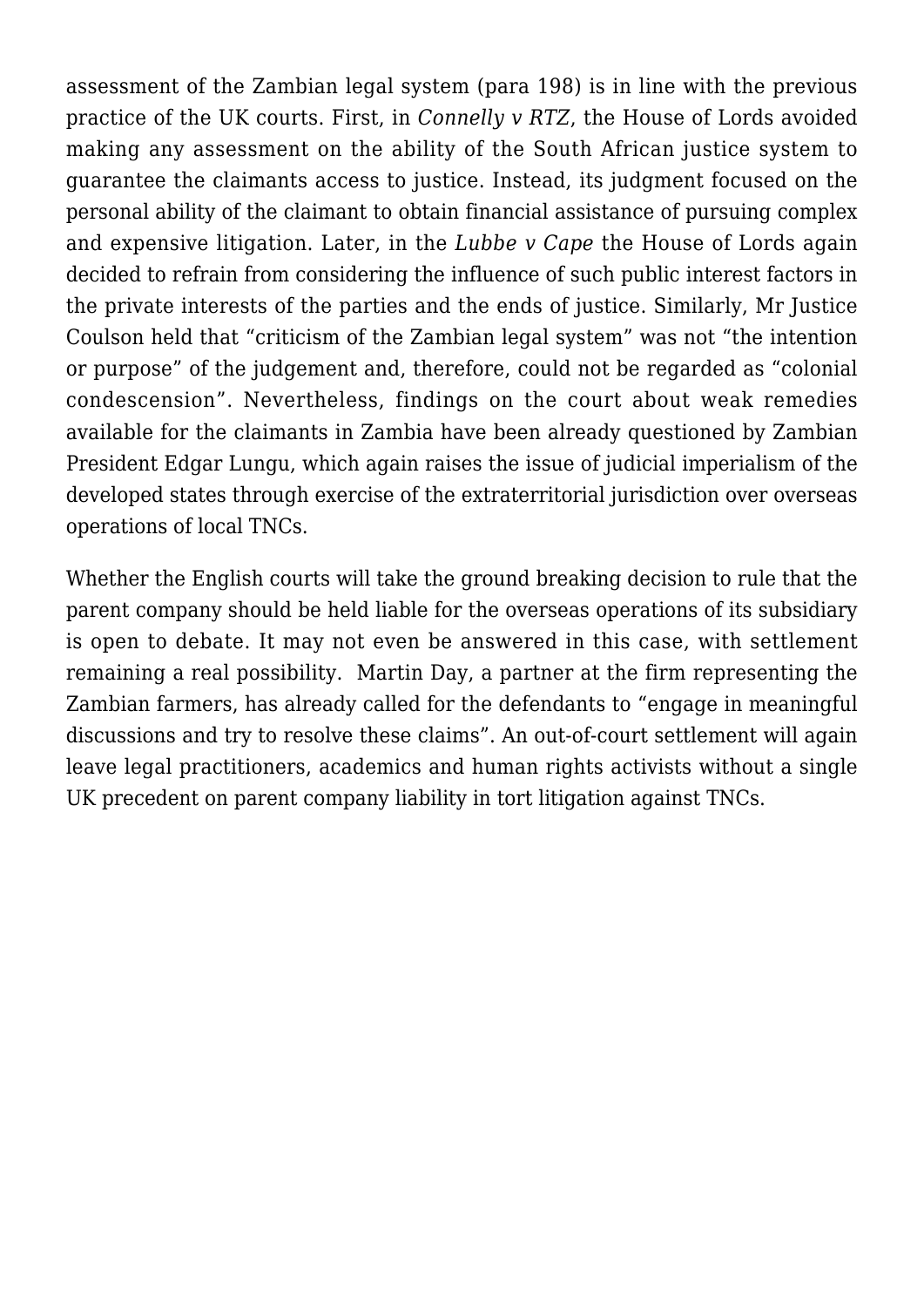assessment of the Zambian legal system (para 198) is in line with the previous practice of the UK courts. First, in *Connelly v RTZ*, the House of Lords avoided making any assessment on the ability of the South African justice system to guarantee the claimants access to justice. Instead, its judgment focused on the personal ability of the claimant to obtain financial assistance of pursuing complex and expensive litigation. Later, in the *Lubbe v Cape* the House of Lords again decided to refrain from considering the influence of such public interest factors in the private interests of the parties and the ends of justice. Similarly, Mr Justice Coulson held that "criticism of the Zambian legal system" was not "the intention or purpose" of the judgement and, therefore, could not be regarded as "colonial condescension". Nevertheless, findings on the court about weak remedies available for the claimants in Zambia have been already questioned by Zambian President Edgar Lungu, which again raises the issue of judicial imperialism of the developed states through exercise of the extraterritorial jurisdiction over overseas operations of local TNCs.

Whether the English courts will take the ground breaking decision to rule that the parent company should be held liable for the overseas operations of its subsidiary is open to debate. It may not even be answered in this case, with settlement remaining a real possibility. Martin Day, a partner at the firm representing the Zambian farmers, has already called for the defendants to "engage in meaningful discussions and try to resolve these claims". An out-of-court settlement will again leave legal practitioners, academics and human rights activists without a single UK precedent on parent company liability in tort litigation against TNCs.